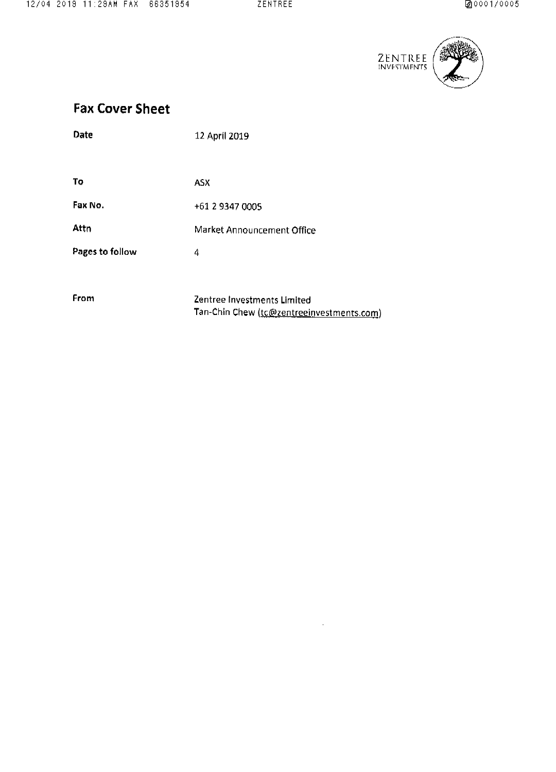ZENTREE INVESTMENTS

# Fax Cover Sheet

| | |
|---|---|
| **Date** | 12 April 2019 |
| **To** | ASX |
| **Fax No.** | +61 2 9347 0005 |
| **Attn** | Market Announcement Office |
| **Pages to follow** | 4 |
| **From** | Zentree Investments Limited<br>Tan-Chin Chew (tc@zentreeinvestments.com) |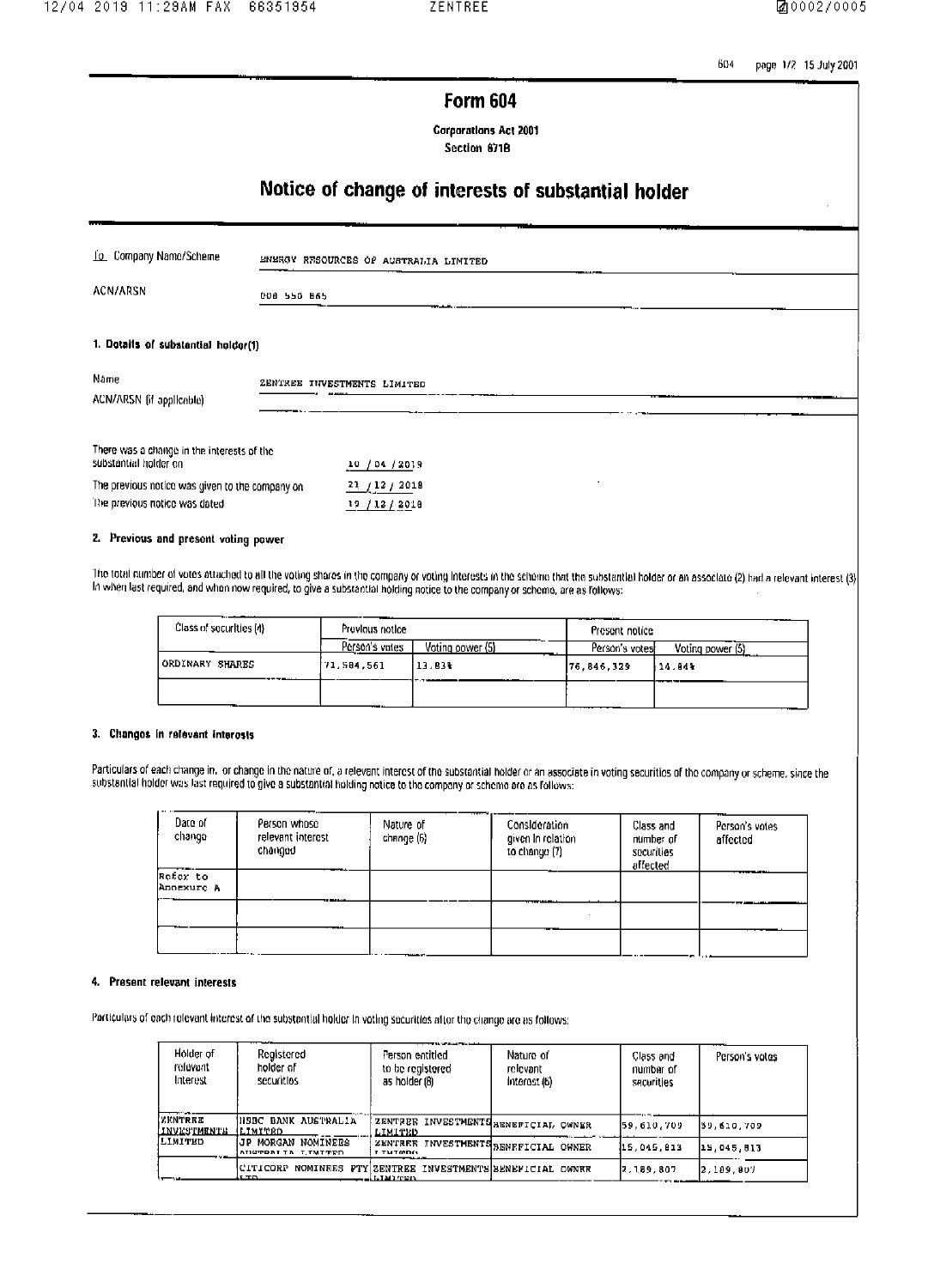# Form 604

**Corporations Act 2001**
**Section 671B**

## Notice of change of interests of substantial holder

| | |
|---|---|
| To Company Name/Scheme | ENERGY RESOURCES OF AUSTRALIA LIMITED |
| ACN/ARSN | 008 550 865 |

### 1. Details of substantial holder(1)

| | |
|---|---|
| Name | ZENTREE INVESTMENTS LIMITED |
| ACN/ARSN (if applicable) | |

| | |
|---|---|
| There was a change in the interests of the substantial holder on | 10 / 04 / 2019 |
| The previous notice was given to the company on | 21 / 12 / 2018 |
| The previous notice was dated | 19 / 12 / 2018 |

### 2. Previous and present voting power

The total number of votes attached to all the voting shares in the company or voting interests in the scheme that the substantial holder or an associate (2) had a relevant interest (3) in when last required, and when now required, to give a substantial holding notice to the company or scheme, are as follows:

| Class of securities (4) | Previous notice | | Present notice | |
|---|---|---|---|---|
| | Person's votes | Voting power (5) | Person's votes | Voting power (5) |
| ORDINARY SHARES | 71,584,561 | 13.83% | 76,846,329 | 14.84% |
| | | | | |

### 3. Changes in relevant interests

Particulars of each change in, or change in the nature of, a relevant interest of the substantial holder or an associate in voting securities of the company or scheme, since the substantial holder was last required to give a substantial holding notice to the company or scheme are as follows:

| Date of change | Person whose relevant interest changed | Nature of change (6) | Consideration given in relation to change (7) | Class and number of securities affected | Person's votes affected |
|---|---|---|---|---|---|
| Refer to Annexure A | | | | | |
| | | | | | |
| | | | | | |

### 4. Present relevant interests

Particulars of each relevant interest of the substantial holder in voting securities after the change are as follows:

| Holder of relevant interest | Registered holder of securities | Person entitled to be registered as holder (8) | Nature of relevant interest (6) | Class and number of securities | Person's votes |
|---|---|---|---|---|---|
| ZENTREE INVESTMENTS LIMITED | HSBC BANK AUSTRALIA LIMITED | ZENTREE INVESTMENTS LIMITED | BENEFICIAL OWNER | 59,610,709 | 59,610,709 |
| | JP MORGAN NOMINEES AUSTRALIA LIMITED | ZENTREE INVESTMENTS LIMITED | BENEFICIAL OWNER | 15,045,813 | 15,045,813 |
| | CITICORP NOMINEES PTY LTD | ZENTREE INVESTMENTS LIMITED | BENEFICIAL OWNER | 2,189,807 | 2,189,807 |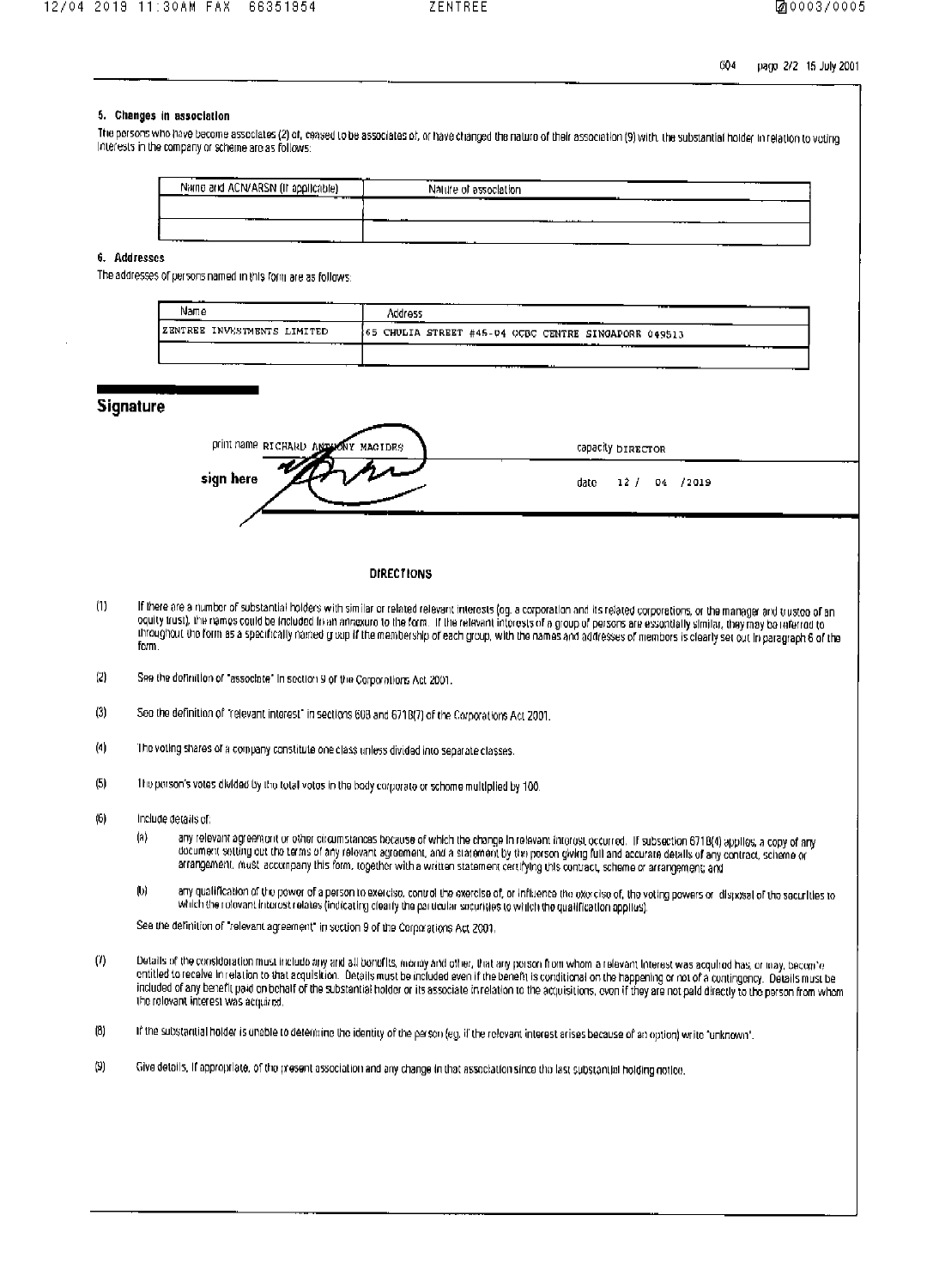## 5. Changes in association

The persons who have become associates (2) of, ceased to be associates of, or have changed the nature of their association (9) with, the substantial holder in relation to voting interests in the company or scheme are as follows:

| Name and ACN/ARSN (if applicable) | Nature of association |
| --- | --- |
| | |
| | |

## 6. Addresses

The addresses of persons named in this form are as follows:

| Name | Address |
| --- | --- |
| ZENTREE INVESTMENTS LIMITED | 65 CHULIA STREET #46-04 OCBC CENTRE SINGAPORE 049513 |
| | |

## Signature

print name RICHARD ANTHONY MAGIDES

capacity DIRECTOR

sign here

date 12 / 04 /2019

### DIRECTIONS

(1) If there are a number of substantial holders with similar or related relevant interests (eg. a corporation and its related corporations, or the manager and trustee of an equity trust), the names could be included in an annexure to the form. If the relevant interests of a group of persons are essentially similar, they may be referred to throughout the form as a specifically named group if the membership of each group, with the names and addresses of members is clearly set out in paragraph 6 of the form.

(2) See the definition of "associate" in section 9 of the Corporations Act 2001.

(3) See the definition of "relevant interest" in sections 608 and 671B(7) of the Corporations Act 2001.

(4) The voting shares of a company constitute one class unless divided into separate classes.

(5) The person's votes divided by the total votes in the body corporate or scheme multiplied by 100.

(6) Include details of:

- (a) any relevant agreement or other circumstances because of which the change in relevant interest occurred. If subsection 671B(4) applies, a copy of any document setting out the terms of any relevant agreement, and a statement by the person giving full and accurate details of any contract, scheme or arrangement, must accompany this form, together with a written statement certifying this contract, scheme or arrangement; and
- (b) any qualification of the power of a person to exercise, control the exercise of, or influence the exercise of, the voting powers or disposal of the securities to which the relevant interest relates (indicating clearly the particular securities to which the qualification applies).

See the definition of "relevant agreement" in section 9 of the Corporations Act 2001.

(7) Details of the consideration must include any and all benefits, money and other, that any person from whom a relevant interest was acquired has, or may, become entitled to receive in relation to that acquisition. Details must be included even if the benefit is conditional on the happening or not of a contingency. Details must be included of any benefit paid on behalf of the substantial holder or its associate in relation to the acquisitions, even if they are not paid directly to the person from whom the relevant interest was acquired.

(8) If the substantial holder is unable to determine the identity of the person (eg. if the relevant interest arises because of an option) write "unknown".

(9) Give details, if appropriate, of the present association and any change in that association since the last substantial holding notice.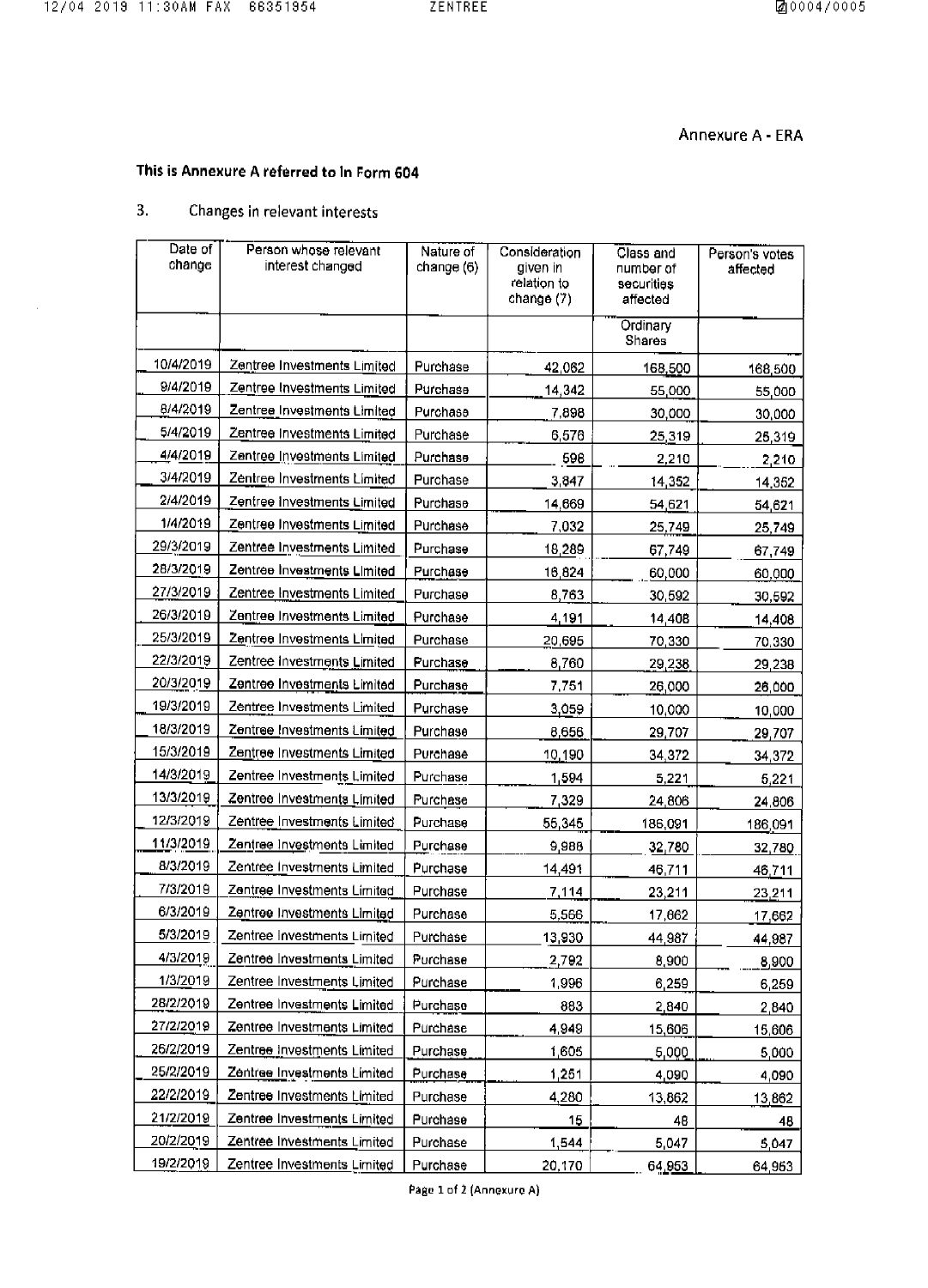Annexure A - ERA

**This is Annexure A referred to in Form 604**

3. Changes in relevant interests

| Date of change | Person whose relevant interest changed | Nature of change (6) | Consideration given in relation to change (7) | Class and number of securities affected | Person's votes affected |
|---|---|---|---|---|---|
| | | | | Ordinary Shares | |
| 10/4/2019 | Zentree Investments Limited | Purchase | 42,062 | 168,500 | 168,500 |
| 9/4/2019 | Zentree Investments Limited | Purchase | 14,342 | 55,000 | 55,000 |
| 8/4/2019 | Zentree Investments Limited | Purchase | 7,898 | 30,000 | 30,000 |
| 5/4/2019 | Zentree Investments Limited | Purchase | 6,576 | 25,319 | 25,319 |
| 4/4/2019 | Zentree Investments Limited | Purchase | 598 | 2,210 | 2,210 |
| 3/4/2019 | Zentree Investments Limited | Purchase | 3,847 | 14,352 | 14,352 |
| 2/4/2019 | Zentree Investments Limited | Purchase | 14,669 | 54,621 | 54,621 |
| 1/4/2019 | Zentree Investments Limited | Purchase | 7,032 | 25,749 | 25,749 |
| 29/3/2019 | Zentree Investments Limited | Purchase | 18,289 | 67,749 | 67,749 |
| 28/3/2019 | Zentree Investments Limited | Purchase | 16,824 | 60,000 | 60,000 |
| 27/3/2019 | Zentree Investments Limited | Purchase | 8,763 | 30,592 | 30,592 |
| 26/3/2019 | Zentree Investments Limited | Purchase | 4,191 | 14,408 | 14,408 |
| 25/3/2019 | Zentree Investments Limited | Purchase | 20,695 | 70,330 | 70,330 |
| 22/3/2019 | Zentree Investments Limited | Purchase | 8,760 | 29,238 | 29,238 |
| 20/3/2019 | Zentree Investments Limited | Purchase | 7,751 | 26,000 | 26,000 |
| 19/3/2019 | Zentree Investments Limited | Purchase | 3,059 | 10,000 | 10,000 |
| 18/3/2019 | Zentree Investments Limited | Purchase | 8,656 | 29,707 | 29,707 |
| 15/3/2019 | Zentree Investments Limited | Purchase | 10,190 | 34,372 | 34,372 |
| 14/3/2019 | Zentree Investments Limited | Purchase | 1,594 | 5,221 | 5,221 |
| 13/3/2019 | Zentree Investments Limited | Purchase | 7,329 | 24,806 | 24,806 |
| 12/3/2019 | Zentree Investments Limited | Purchase | 55,345 | 186,091 | 186,091 |
| 11/3/2019 | Zentree Investments Limited | Purchase | 9,988 | 32,780 | 32,780 |
| 8/3/2019 | Zentree Investments Limited | Purchase | 14,491 | 46,711 | 46,711 |
| 7/3/2019 | Zentree Investments Limited | Purchase | 7,114 | 23,211 | 23,211 |
| 6/3/2019 | Zentree Investments Limited | Purchase | 5,566 | 17,662 | 17,662 |
| 5/3/2019 | Zentree Investments Limited | Purchase | 13,930 | 44,987 | 44,987 |
| 4/3/2019 | Zentree Investments Limited | Purchase | 2,792 | 8,900 | 8,900 |
| 1/3/2019 | Zentree Investments Limited | Purchase | 1,996 | 6,259 | 6,259 |
| 28/2/2019 | Zentree Investments Limited | Purchase | 883 | 2,840 | 2,840 |
| 27/2/2019 | Zentree Investments Limited | Purchase | 4,949 | 15,606 | 15,606 |
| 26/2/2019 | Zentree Investments Limited | Purchase | 1,605 | 5,000 | 5,000 |
| 25/2/2019 | Zentree Investments Limited | Purchase | 1,251 | 4,090 | 4,090 |
| 22/2/2019 | Zentree Investments Limited | Purchase | 4,280 | 13,862 | 13,862 |
| 21/2/2019 | Zentree Investments Limited | Purchase | 15 | 48 | 48 |
| 20/2/2019 | Zentree Investments Limited | Purchase | 1,544 | 5,047 | 5,047 |
| 19/2/2019 | Zentree Investments Limited | Purchase | 20,170 | 64,963 | 64,963 |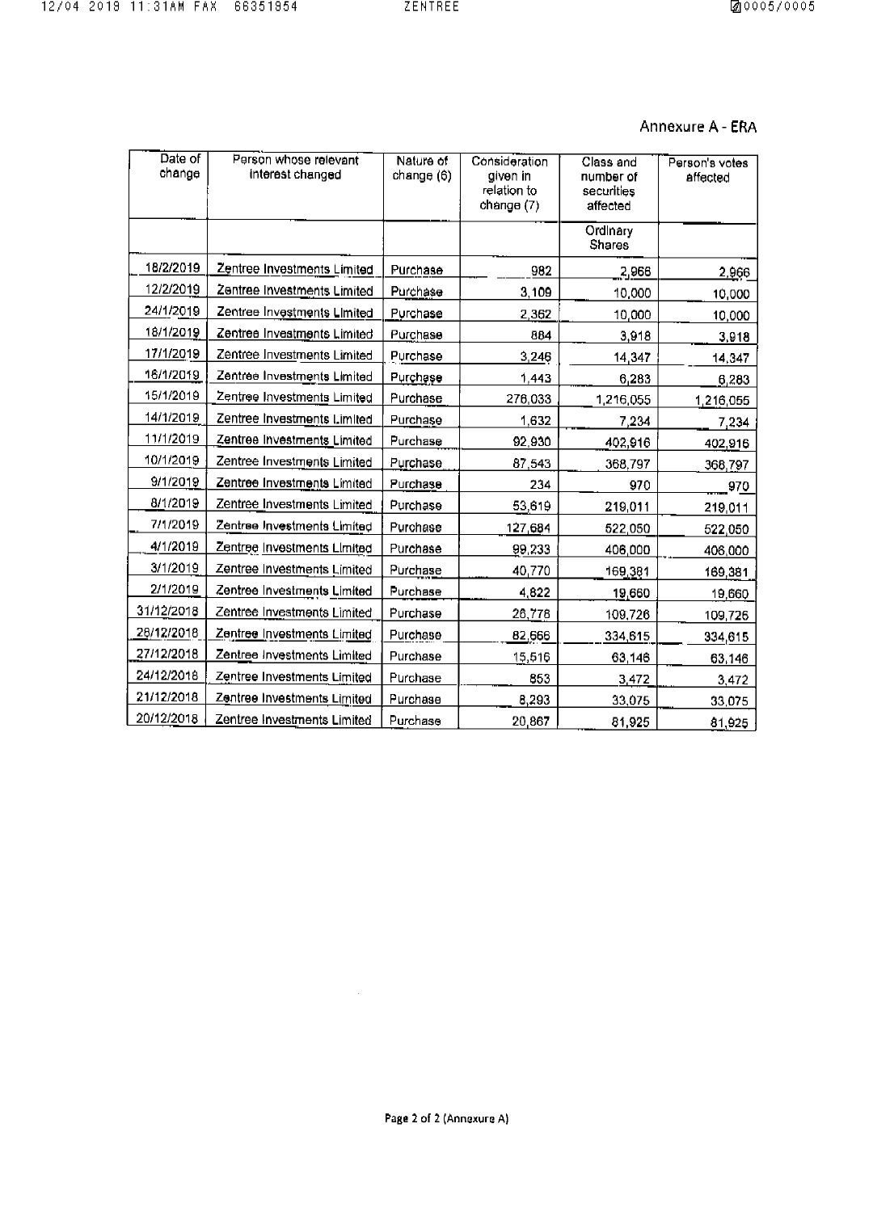Annexure A - ERA

| Date of change | Person whose relevant interest changed | Nature of change (6) | Consideration given in relation to change (7) | Class and number of securities affected | Person's votes affected |
|---|---|---|---|---|---|
| | | | | Ordinary Shares | |
| 18/2/2019 | Zentree Investments Limited | Purchase | 982 | 2,966 | 2,966 |
| 12/2/2019 | Zentree Investments Limited | Purchase | 3,109 | 10,000 | 10,000 |
| 24/1/2019 | Zentree Investments Limited | Purchase | 2,362 | 10,000 | 10,000 |
| 18/1/2019 | Zentree Investments Limited | Purchase | 884 | 3,918 | 3,918 |
| 17/1/2019 | Zentree Investments Limited | Purchase | 3,246 | 14,347 | 14,347 |
| 16/1/2019 | Zentree Investments Limited | Purchase | 1,443 | 6,283 | 6,283 |
| 15/1/2019 | Zentree Investments Limited | Purchase | 276,033 | 1,216,055 | 1,216,055 |
| 14/1/2019 | Zentree Investments Limited | Purchase | 1,632 | 7,234 | 7,234 |
| 11/1/2019 | Zentree Investments Limited | Purchase | 92,930 | 402,916 | 402,916 |
| 10/1/2019 | Zentree Investments Limited | Purchase | 87,543 | 368,797 | 368,797 |
| 9/1/2019 | Zentree Investments Limited | Purchase | 234 | 970 | 970 |
| 8/1/2019 | Zentree Investments Limited | Purchase | 53,619 | 219,011 | 219,011 |
| 7/1/2019 | Zentree Investments Limited | Purchase | 127,684 | 522,050 | 522,050 |
| 4/1/2019 | Zentree Investments Limited | Purchase | 99,233 | 406,000 | 406,000 |
| 3/1/2019 | Zentree Investments Limited | Purchase | 40,770 | 169,381 | 169,381 |
| 2/1/2019 | Zentree Investments Limited | Purchase | 4,822 | 19,660 | 19,660 |
| 31/12/2018 | Zentree Investments Limited | Purchase | 26,778 | 109,726 | 109,726 |
| 28/12/2018 | Zentree Investments Limited | Purchase | 82,666 | 334,615 | 334,615 |
| 27/12/2018 | Zentree Investments Limited | Purchase | 15,516 | 63,146 | 63,146 |
| 24/12/2018 | Zentree Investments Limited | Purchase | 853 | 3,472 | 3,472 |
| 21/12/2018 | Zentree Investments Limited | Purchase | 8,293 | 33,075 | 33,075 |
| 20/12/2018 | Zentree Investments Limited | Purchase | 20,867 | 81,925 | 81,925 |